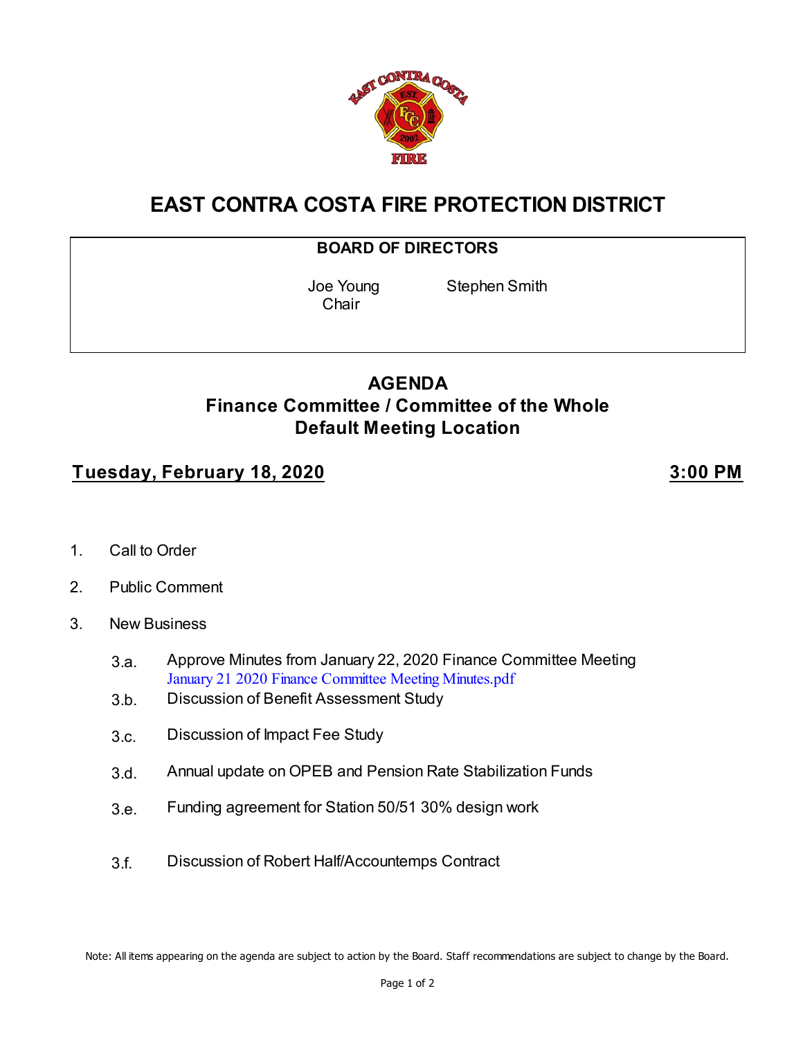# EAST CONTRA COSTA FIRE PROTECTION DISTRICT

**BOARD OF DIRECTORS**

Joe Young
Chair

Stephen Smith

## AGENDA
### Finance Committee / Committee of the Whole
### Default Meeting Location

**Tuesday, February 18, 2020** **3:00 PM**

1. Call to Order
2. Public Comment
3. New Business
   - 3.a. Approve Minutes from January 22, 2020 Finance Committee Meeting
     January 21 2020 Finance Committee Meeting Minutes.pdf
   - 3.b. Discussion of Benefit Assessment Study
   - 3.c. Discussion of Impact Fee Study
   - 3.d. Annual update on OPEB and Pension Rate Stabilization Funds
   - 3.e. Funding agreement for Station 50/51 30% design work
   - 3.f. Discussion of Robert Half/Accountemps Contract

Note: All items appearing on the agenda are subject to action by the Board. Staff recommendations are subject to change by the Board.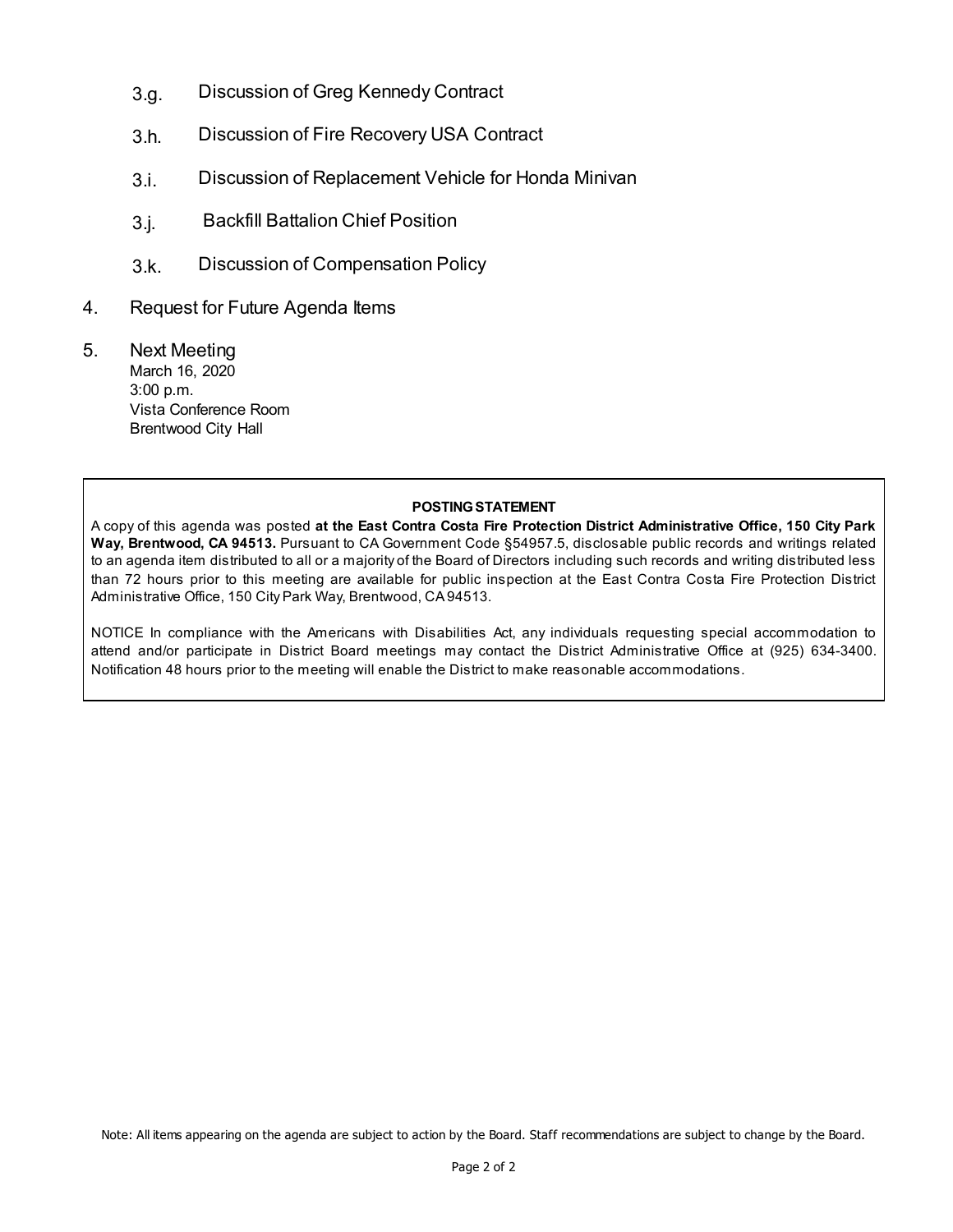3.g. Discussion of Greg Kennedy Contract

3.h. Discussion of Fire Recovery USA Contract

3.i. Discussion of Replacement Vehicle for Honda Minivan

3.j. Backfill Battalion Chief Position

3.k. Discussion of Compensation Policy

4. Request for Future Agenda Items

5. Next Meeting
   March 16, 2020
   3:00 p.m.
   Vista Conference Room
   Brentwood City Hall

**POSTING STATEMENT**

A copy of this agenda was posted **at the East Contra Costa Fire Protection District Administrative Office, 150 City Park Way, Brentwood, CA 94513.** Pursuant to CA Government Code §54957.5, disclosable public records and writings related to an agenda item distributed to all or a majority of the Board of Directors including such records and writing distributed less than 72 hours prior to this meeting are available for public inspection at the East Contra Costa Fire Protection District Administrative Office, 150 City Park Way, Brentwood, CA 94513.

NOTICE In compliance with the Americans with Disabilities Act, any individuals requesting special accommodation to attend and/or participate in District Board meetings may contact the District Administrative Office at (925) 634-3400. Notification 48 hours prior to the meeting will enable the District to make reasonable accommodations.

Note: All items appearing on the agenda are subject to action by the Board. Staff recommendations are subject to change by the Board.